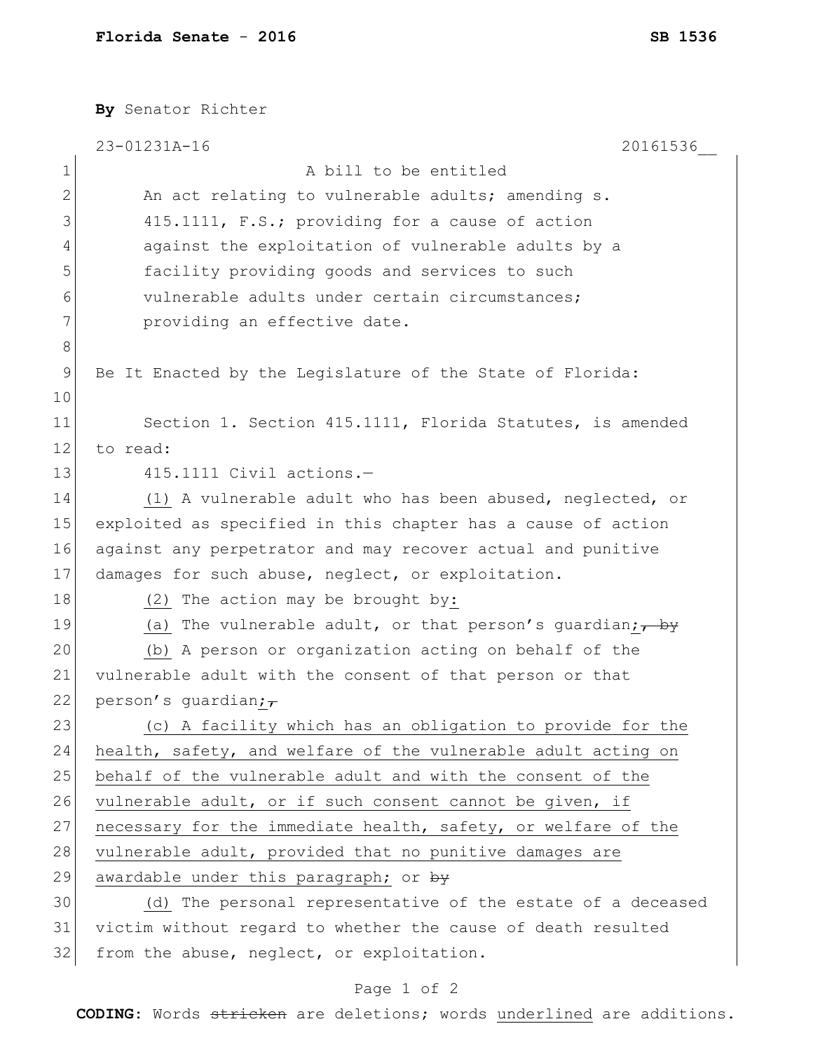**By** Senator Richter

23-01231A-16 20161536__

A bill to be entitled

An act relating to vulnerable adults; amending s. 415.1111, F.S.; providing for a cause of action against the exploitation of vulnerable adults by a facility providing goods and services to such vulnerable adults under certain circumstances; providing an effective date.

Be It Enacted by the Legislature of the State of Florida:

Section 1. Section 415.1111, Florida Statutes, is amended to read:

415.1111 Civil actions.—

<u>(1)</u> A vulnerable adult who has been abused, neglected, or exploited as specified in this chapter has a cause of action against any perpetrator and may recover actual and punitive damages for such abuse, neglect, or exploitation.

<u>(2)</u> The action may be brought by<u>:</u>

<u>(a)</u> The vulnerable adult, or that person's guardian<u>;</u>~~, by~~

<u>(b)</u> A person or organization acting on behalf of the vulnerable adult with the consent of that person or that person's guardian<u>;</u>~~,~~

<u>(c) A facility which has an obligation to provide for the health, safety, and welfare of the vulnerable adult acting on behalf of the vulnerable adult and with the consent of the vulnerable adult, or if such consent cannot be given, if necessary for the immediate health, safety, or welfare of the vulnerable adult, provided that no punitive damages are awardable under this paragraph;</u> or ~~by~~

<u>(d)</u> The personal representative of the estate of a deceased victim without regard to whether the cause of death resulted from the abuse, neglect, or exploitation.

**CODING:** Words ~~stricken~~ are deletions; words <u>underlined</u> are additions.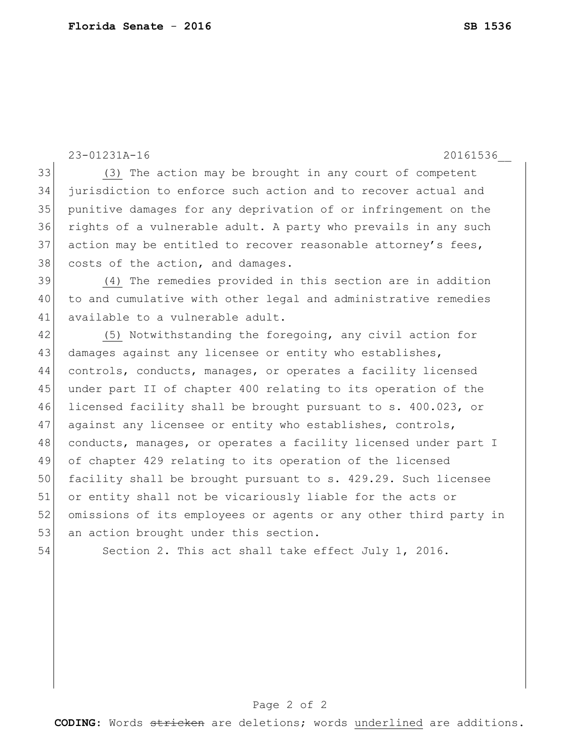23-01231A-16 20161536__

(3) The action may be brought in any court of competent jurisdiction to enforce such action and to recover actual and punitive damages for any deprivation of or infringement on the rights of a vulnerable adult. A party who prevails in any such action may be entitled to recover reasonable attorney's fees, costs of the action, and damages.

(4) The remedies provided in this section are in addition to and cumulative with other legal and administrative remedies available to a vulnerable adult.

(5) Notwithstanding the foregoing, any civil action for damages against any licensee or entity who establishes, controls, conducts, manages, or operates a facility licensed under part II of chapter 400 relating to its operation of the licensed facility shall be brought pursuant to s. 400.023, or against any licensee or entity who establishes, controls, conducts, manages, or operates a facility licensed under part I of chapter 429 relating to its operation of the licensed facility shall be brought pursuant to s. 429.29. Such licensee or entity shall not be vicariously liable for the acts or omissions of its employees or agents or any other third party in an action brought under this section.

Section 2. This act shall take effect July 1, 2016.

**CODING:** Words ~~stricken~~ are deletions; words <u>underlined</u> are additions.